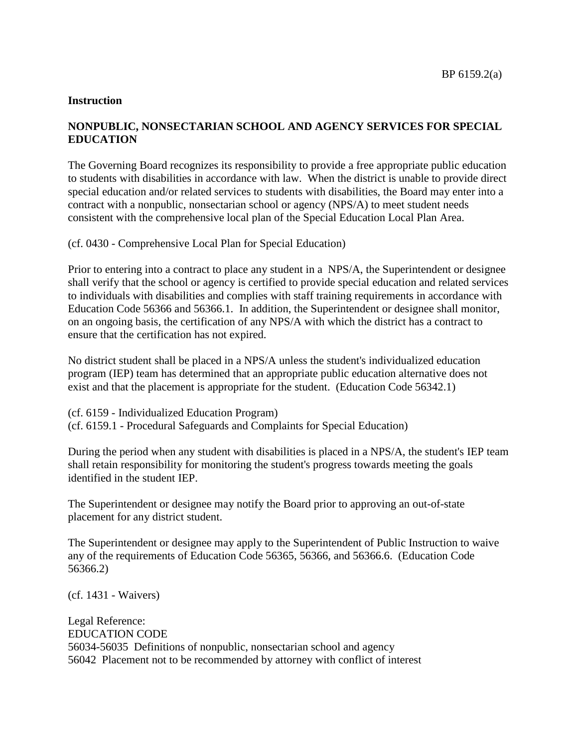**Instruction**

## NONPUBLIC, NONSECTARIAN SCHOOL AND AGENCY SERVICES FOR SPECIAL EDUCATION

The Governing Board recognizes its responsibility to provide a free appropriate public education to students with disabilities in accordance with law. When the district is unable to provide direct special education and/or related services to students with disabilities, the Board may enter into a contract with a nonpublic, nonsectarian school or agency (NPS/A) to meet student needs consistent with the comprehensive local plan of the Special Education Local Plan Area.

(cf. 0430 - Comprehensive Local Plan for Special Education)

Prior to entering into a contract to place any student in a NPS/A, the Superintendent or designee shall verify that the school or agency is certified to provide special education and related services to individuals with disabilities and complies with staff training requirements in accordance with Education Code 56366 and 56366.1. In addition, the Superintendent or designee shall monitor, on an ongoing basis, the certification of any NPS/A with which the district has a contract to ensure that the certification has not expired.

No district student shall be placed in a NPS/A unless the student's individualized education program (IEP) team has determined that an appropriate public education alternative does not exist and that the placement is appropriate for the student. (Education Code 56342.1)

(cf. 6159 - Individualized Education Program)
(cf. 6159.1 - Procedural Safeguards and Complaints for Special Education)

During the period when any student with disabilities is placed in a NPS/A, the student's IEP team shall retain responsibility for monitoring the student's progress towards meeting the goals identified in the student IEP.

The Superintendent or designee may notify the Board prior to approving an out-of-state placement for any district student.

The Superintendent or designee may apply to the Superintendent of Public Instruction to waive any of the requirements of Education Code 56365, 56366, and 56366.6. (Education Code 56366.2)

(cf. 1431 - Waivers)

Legal Reference:
EDUCATION CODE
56034-56035 Definitions of nonpublic, nonsectarian school and agency
56042 Placement not to be recommended by attorney with conflict of interest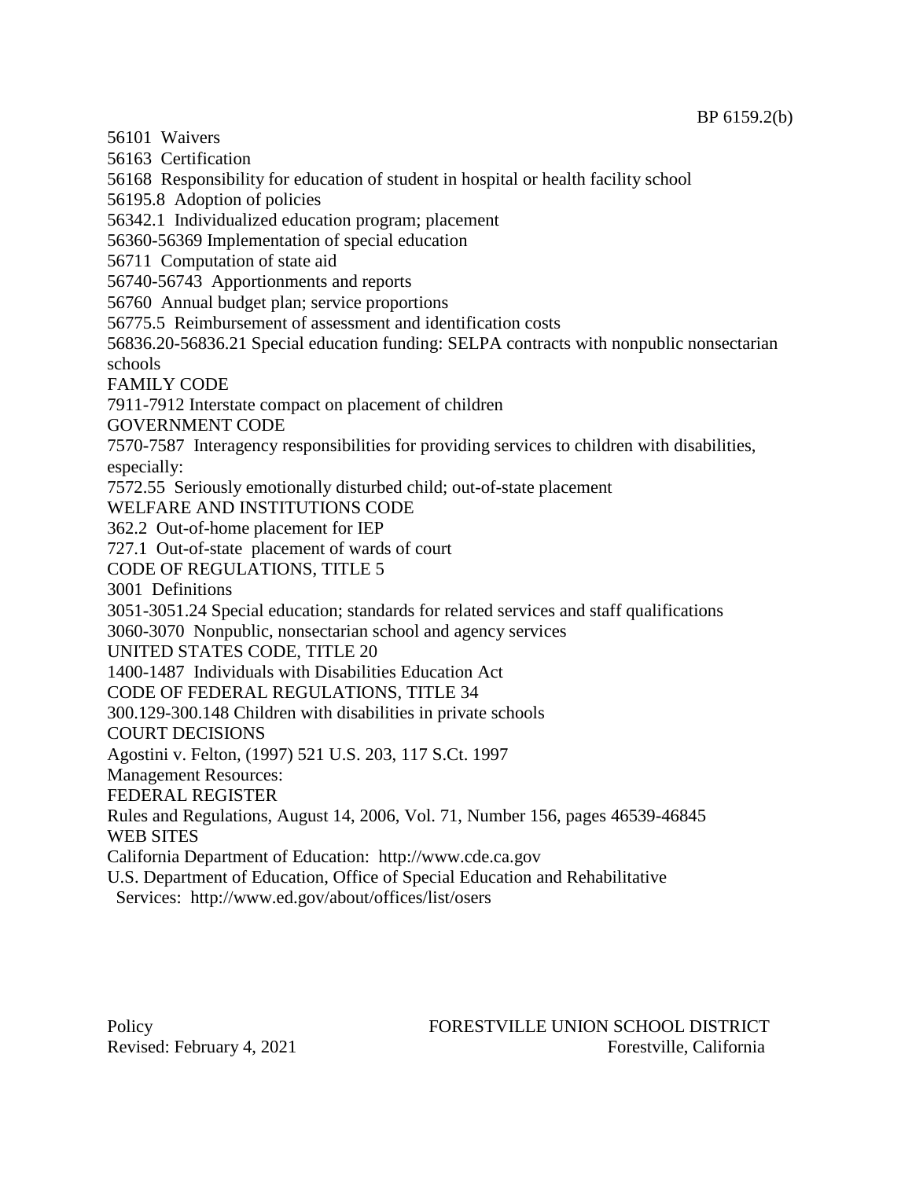56101 Waivers

56163 Certification

56168 Responsibility for education of student in hospital or health facility school

56195.8 Adoption of policies

56342.1 Individualized education program; placement

56360-56369 Implementation of special education

56711 Computation of state aid

56740-56743 Apportionments and reports

56760 Annual budget plan; service proportions

56775.5 Reimbursement of assessment and identification costs

56836.20-56836.21 Special education funding: SELPA contracts with nonpublic nonsectarian schools

FAMILY CODE

7911-7912 Interstate compact on placement of children

GOVERNMENT CODE

7570-7587 Interagency responsibilities for providing services to children with disabilities, especially:

7572.55 Seriously emotionally disturbed child; out-of-state placement

WELFARE AND INSTITUTIONS CODE

362.2 Out-of-home placement for IEP

727.1 Out-of-state placement of wards of court

CODE OF REGULATIONS, TITLE 5

3001 Definitions

3051-3051.24 Special education; standards for related services and staff qualifications

3060-3070 Nonpublic, nonsectarian school and agency services

UNITED STATES CODE, TITLE 20

1400-1487 Individuals with Disabilities Education Act

CODE OF FEDERAL REGULATIONS, TITLE 34

300.129-300.148 Children with disabilities in private schools

COURT DECISIONS

Agostini v. Felton, (1997) 521 U.S. 203, 117 S.Ct. 1997

Management Resources:

FEDERAL REGISTER

Rules and Regulations, August 14, 2006, Vol. 71, Number 156, pages 46539-46845

WEB SITES

California Department of Education: http://www.cde.ca.gov

U.S. Department of Education, Office of Special Education and Rehabilitative Services: http://www.ed.gov/about/offices/list/osers

Policy
Revised: February 4, 2021

FORESTVILLE UNION SCHOOL DISTRICT
Forestville, California